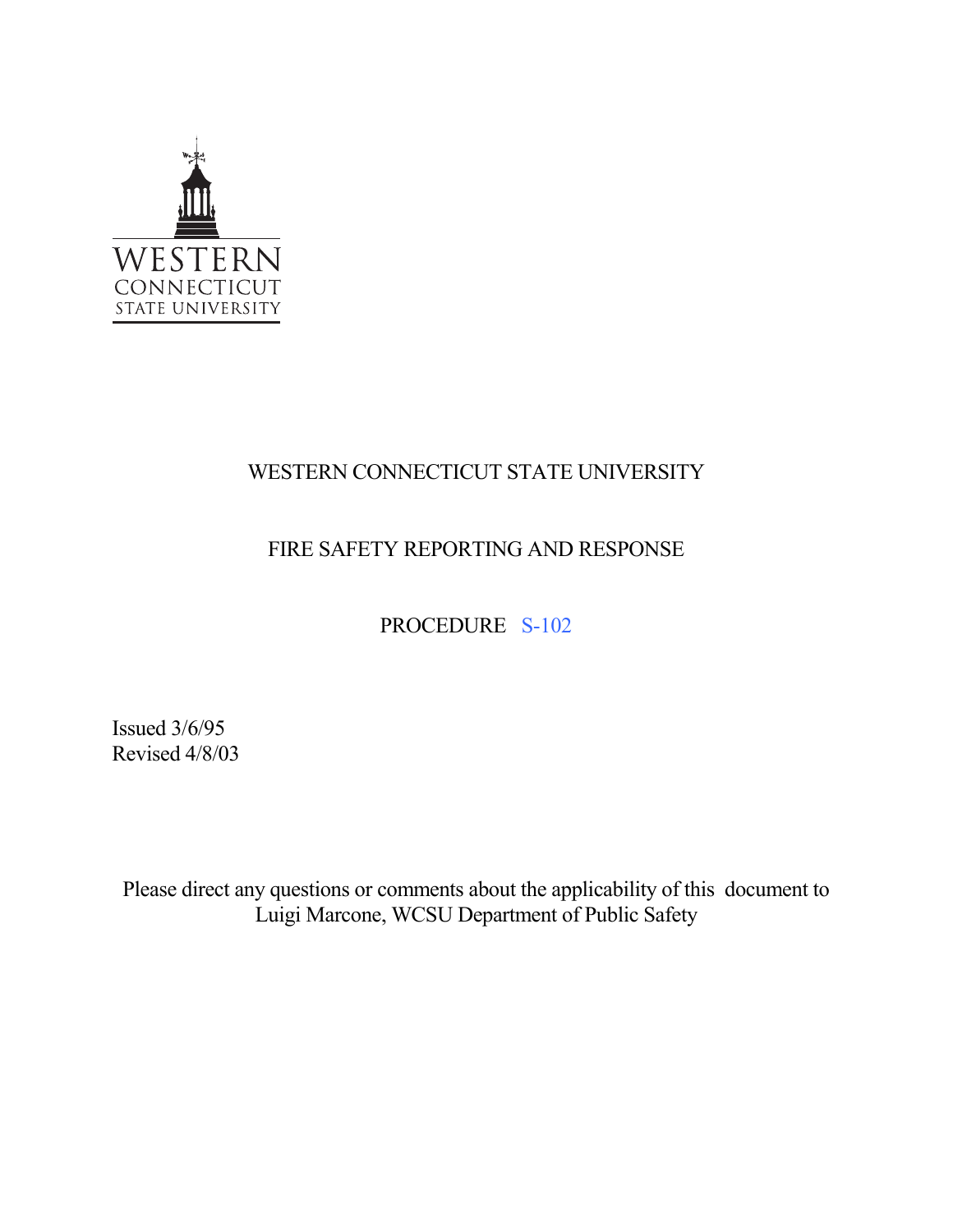WESTERN CONNECTICUT STATE UNIVERSITY

# WESTERN CONNECTICUT STATE UNIVERSITY

## FIRE SAFETY REPORTING AND RESPONSE

## PROCEDURE S-102

Issued 3/6/95
Revised 4/8/03

Please direct any questions or comments about the applicability of this document to Luigi Marcone, WCSU Department of Public Safety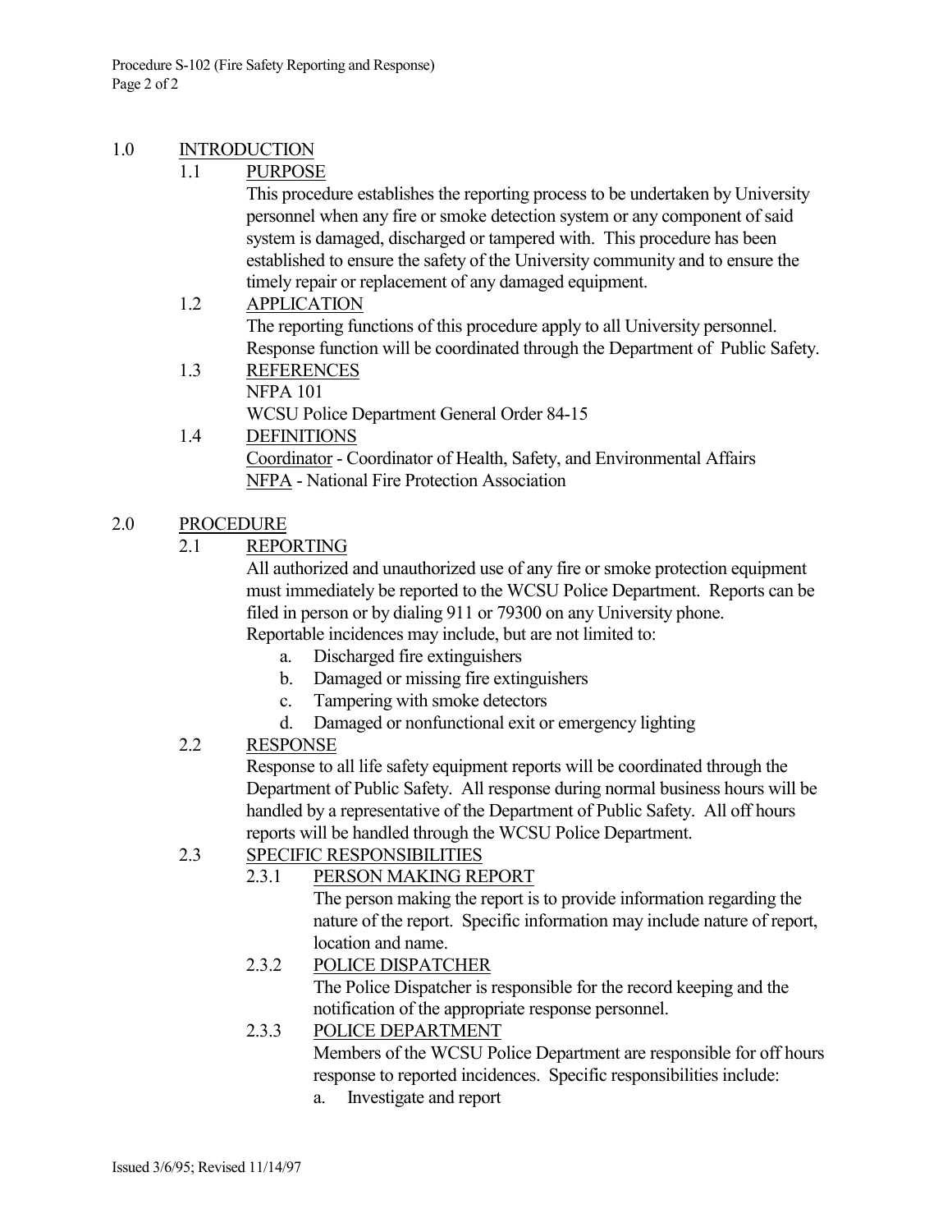## 1.0 INTRODUCTION

### 1.1 PURPOSE

This procedure establishes the reporting process to be undertaken by University personnel when any fire or smoke detection system or any component of said system is damaged, discharged or tampered with. This procedure has been established to ensure the safety of the University community and to ensure the timely repair or replacement of any damaged equipment.

### 1.2 APPLICATION

The reporting functions of this procedure apply to all University personnel. Response function will be coordinated through the Department of Public Safety.

### 1.3 REFERENCES

NFPA 101
WCSU Police Department General Order 84-15

### 1.4 DEFINITIONS

Coordinator - Coordinator of Health, Safety, and Environmental Affairs
NFPA - National Fire Protection Association

## 2.0 PROCEDURE

### 2.1 REPORTING

All authorized and unauthorized use of any fire or smoke protection equipment must immediately be reported to the WCSU Police Department. Reports can be filed in person or by dialing 911 or 79300 on any University phone. Reportable incidences may include, but are not limited to:

a. Discharged fire extinguishers
b. Damaged or missing fire extinguishers
c. Tampering with smoke detectors
d. Damaged or nonfunctional exit or emergency lighting

### 2.2 RESPONSE

Response to all life safety equipment reports will be coordinated through the Department of Public Safety. All response during normal business hours will be handled by a representative of the Department of Public Safety. All off hours reports will be handled through the WCSU Police Department.

### 2.3 SPECIFIC RESPONSIBILITIES

#### 2.3.1 PERSON MAKING REPORT

The person making the report is to provide information regarding the nature of the report. Specific information may include nature of report, location and name.

#### 2.3.2 POLICE DISPATCHER

The Police Dispatcher is responsible for the record keeping and the notification of the appropriate response personnel.

#### 2.3.3 POLICE DEPARTMENT

Members of the WCSU Police Department are responsible for off hours response to reported incidences. Specific responsibilities include:

a. Investigate and report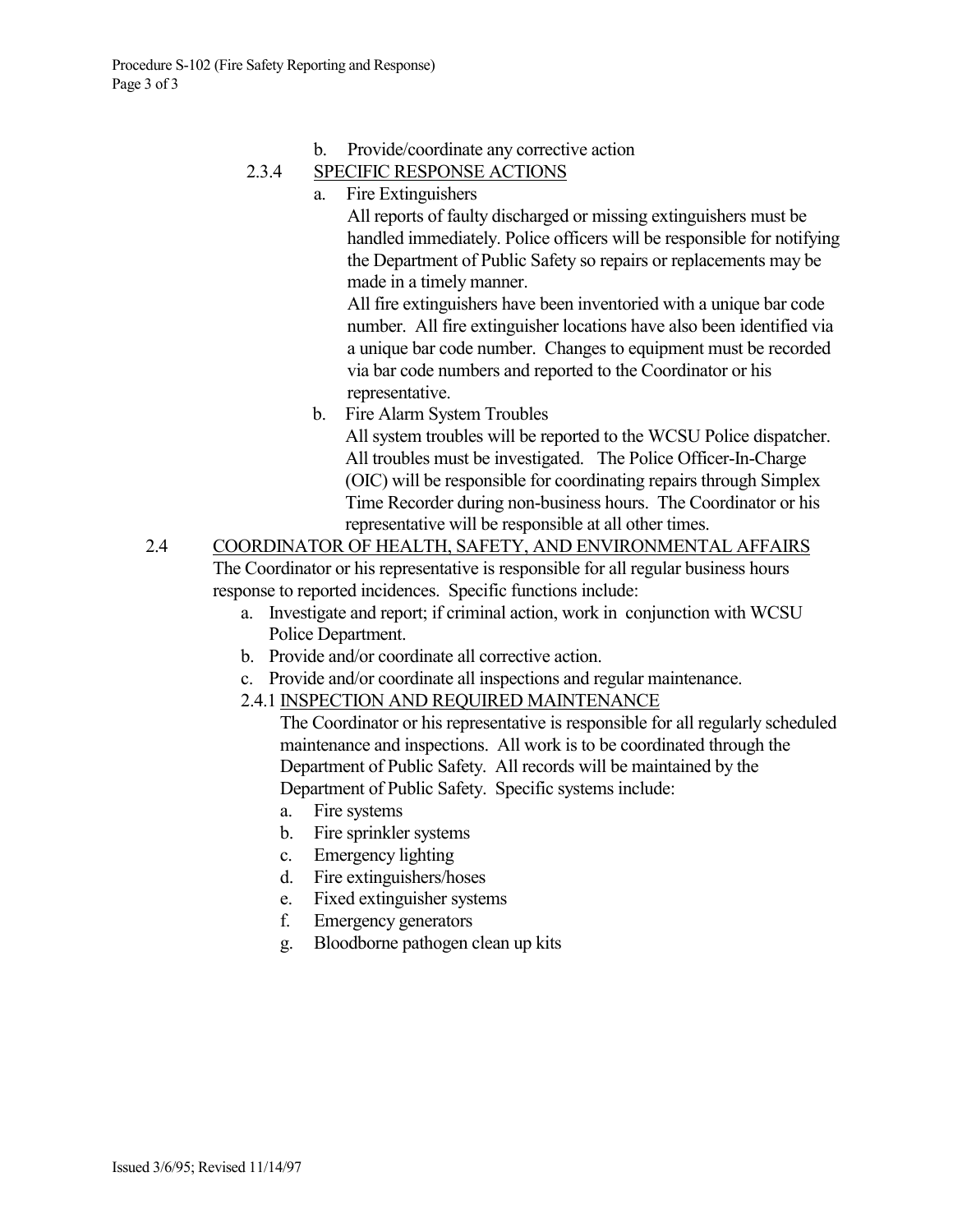b. Provide/coordinate any corrective action

2.3.4 SPECIFIC RESPONSE ACTIONS

a. Fire Extinguishers

All reports of faulty discharged or missing extinguishers must be handled immediately. Police officers will be responsible for notifying the Department of Public Safety so repairs or replacements may be made in a timely manner.

All fire extinguishers have been inventoried with a unique bar code number. All fire extinguisher locations have also been identified via a unique bar code number. Changes to equipment must be recorded via bar code numbers and reported to the Coordinator or his representative.

b. Fire Alarm System Troubles

All system troubles will be reported to the WCSU Police dispatcher. All troubles must be investigated. The Police Officer-In-Charge (OIC) will be responsible for coordinating repairs through Simplex Time Recorder during non-business hours. The Coordinator or his representative will be responsible at all other times.

2.4 COORDINATOR OF HEALTH, SAFETY, AND ENVIRONMENTAL AFFAIRS

The Coordinator or his representative is responsible for all regular business hours response to reported incidences. Specific functions include:

a. Investigate and report; if criminal action, work in conjunction with WCSU Police Department.
b. Provide and/or coordinate all corrective action.
c. Provide and/or coordinate all inspections and regular maintenance.

2.4.1 INSPECTION AND REQUIRED MAINTENANCE

The Coordinator or his representative is responsible for all regularly scheduled maintenance and inspections. All work is to be coordinated through the Department of Public Safety. All records will be maintained by the Department of Public Safety. Specific systems include:

a. Fire systems
b. Fire sprinkler systems
c. Emergency lighting
d. Fire extinguishers/hoses
e. Fixed extinguisher systems
f. Emergency generators
g. Bloodborne pathogen clean up kits

Issued 3/6/95; Revised 11/14/97